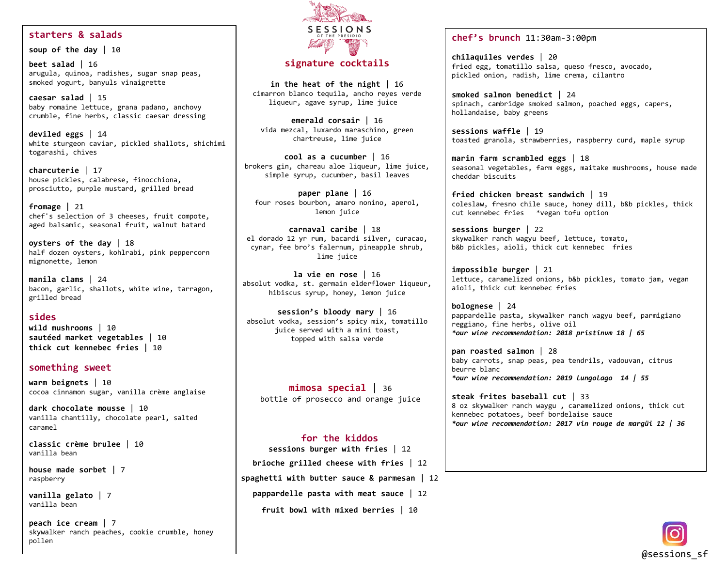# SESSIONS
AT THE PRESIDIO

## starters & salads

**soup of the day** | 10

**beet salad** | 16
arugula, quinoa, radishes, sugar snap peas, smoked yogurt, banyuls vinaigrette

**caesar salad** | 15
baby romaine lettuce, grana padano, anchovy crumble, fine herbs, classic caesar dressing

**deviled eggs** | 14
white sturgeon caviar, pickled shallots, shichimi togarashi, chives

**charcuterie** | 17
house pickles, calabrese, finocchiona, prosciutto, purple mustard, grilled bread

**fromage** | 21
chef's selection of 3 cheeses, fruit compote, aged balsamic, seasonal fruit, walnut batard

**oysters of the day** | 18
half dozen oysters, kohlrabi, pink peppercorn mignonette, lemon

**manila clams** | 24
bacon, garlic, shallots, white wine, tarragon, grilled bread

## sides

**wild mushrooms** | 10
**sautéed market vegetables** | 10
**thick cut kennebec fries** | 10

## something sweet

**warm beignets** | 10
cocoa cinnamon sugar, vanilla crème anglaise

**dark chocolate mousse** | 10
vanilla chantilly, chocolate pearl, salted caramel

**classic crème brulee** | 10
vanilla bean

**house made sorbet** | 7
raspberry

**vanilla gelato** | 7
vanilla bean

**peach ice cream** | 7
skywalker ranch peaches, cookie crumble, honey pollen

## signature cocktails

**in the heat of the night** | 16
cimarron blanco tequila, ancho reyes verde liqueur, agave syrup, lime juice

**emerald corsair** | 16
vida mezcal, luxardo maraschino, green chartreuse, lime juice

**cool as a cucumber** | 16
brokers gin, chareau aloe liqueur, lime juice, simple syrup, cucumber, basil leaves

**paper plane** | 16
four roses bourbon, amaro nonino, aperol, lemon juice

**carnaval caribe** | 18
el dorado 12 yr rum, bacardi silver, curacao, cynar, fee bro's falernum, pineapple shrub, lime juice

**la vie en rose** | 16
absolut vodka, st. germain elderflower liqueur, hibiscus syrup, honey, lemon juice

**session's bloody mary** | 16
absolut vodka, session's spicy mix, tomatillo juice served with a mini toast, topped with salsa verde

## mimosa special | 36

bottle of prosecco and orange juice

## for the kiddos

**sessions burger with fries** | 12
**brioche grilled cheese with fries** | 12
**spaghetti with butter sauce & parmesan** | 12
**pappardelle pasta with meat sauce** | 12
**fruit bowl with mixed berries** | 10

## chef's brunch 11:30am-3:00pm

**chilaquiles verdes** | 20
fried egg, tomatillo salsa, queso fresco, avocado, pickled onion, radish, lime crema, cilantro

**smoked salmon benedict** | 24
spinach, cambridge smoked salmon, poached eggs, capers, hollandaise, baby greens

**sessions waffle** | 19
toasted granola, strawberries, raspberry curd, maple syrup

**marin farm scrambled eggs** | 18
seasonal vegetables, farm eggs, maitake mushrooms, house made cheddar biscuits

**fried chicken breast sandwich** | 19
coleslaw, fresno chile sauce, honey dill, b&b pickles, thick cut kennebec fries *vegan tofu option

**sessions burger** | 22
skywalker ranch wagyu beef, lettuce, tomato, b&b pickles, aioli, thick cut kennebec fries

**impossible burger** | 21
lettuce, caramelized onions, b&b pickles, tomato jam, vegan aioli, thick cut kennebec fries

**bolognese** | 24
pappardelle pasta, skywalker ranch wagyu beef, parmigiano reggiano, fine herbs, olive oil
***our wine recommendation: 2018 pristinvm 18 | 65***

**pan roasted salmon** | 28
baby carrots, snap peas, pea tendrils, vadouvan, citrus beurre blanc
***our wine recommendation: 2019 lungolago 14 | 55***

**steak frites baseball cut** | 33
8 oz skywalker ranch waygu , caramelized onions, thick cut kennebec potatoes, beef bordelaise sauce
***our wine recommendation: 2017 vin rouge de margüi 12 | 36***

@sessions_sf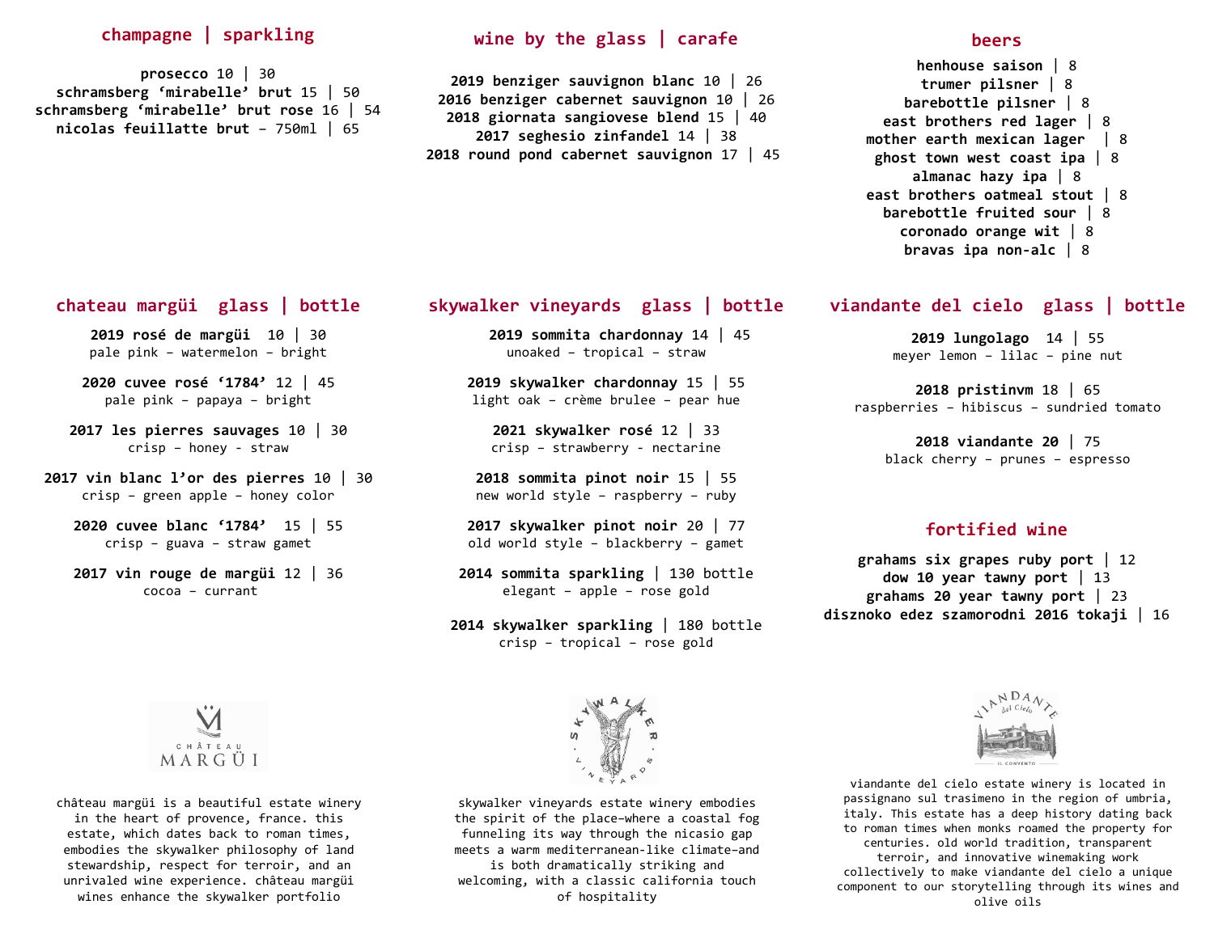## champagne | sparkling

**prosecco** 10 | 30
**schramsberg 'mirabelle' brut** 15 | 50
**schramsberg 'mirabelle' brut rose** 16 | 54
**nicolas feuillatte brut** – 750ml | 65

## wine by the glass | carafe

**2019 benziger sauvignon blanc** 10 | 26
**2016 benziger cabernet sauvignon** 10 | 26
**2018 giornata sangiovese blend** 15 | 40
**2017 seghesio zinfandel** 14 | 38
**2018 round pond cabernet sauvignon** 17 | 45

## beers

**henhouse saison** | 8
**trumer pilsner** | 8
**barebottle pilsner** | 8
**east brothers red lager** | 8
**mother earth mexican lager** | 8
**ghost town west coast ipa** | 8
**almanac hazy ipa** | 8
**east brothers oatmeal stout** | 8
**barebottle fruited sour** | 8
**coronado orange wit** | 8
**bravas ipa non-alc** | 8

## chateau margüi glass | bottle

**2019 rosé de margüi** 10 | 30
pale pink – watermelon – bright

**2020 cuvee rosé '1784'** 12 | 45
pale pink – papaya – bright

**2017 les pierres sauvages** 10 | 30
crisp – honey - straw

**2017 vin blanc l'or des pierres** 10 | 30
crisp – green apple – honey color

**2020 cuvee blanc '1784'** 15 | 55
crisp – guava – straw gamet

**2017 vin rouge de margüi** 12 | 36
cocoa – currant

## skywalker vineyards glass | bottle

**2019 sommita chardonnay** 14 | 45
unoaked – tropical – straw

**2019 skywalker chardonnay** 15 | 55
light oak – crème brulee – pear hue

**2021 skywalker rosé** 12 | 33
crisp – strawberry - nectarine

**2018 sommita pinot noir** 15 | 55
new world style – raspberry – ruby

**2017 skywalker pinot noir** 20 | 77
old world style – blackberry – gamet

**2014 sommita sparkling** | 130 bottle
elegant – apple – rose gold

**2014 skywalker sparkling** | 180 bottle
crisp – tropical – rose gold

## viandante del cielo glass | bottle

**2019 lungolago** 14 | 55
meyer lemon – lilac – pine nut

**2018 pristinvm** 18 | 65
raspberries – hibiscus – sundried tomato

**2018 viandante 20** | 75
black cherry – prunes – espresso

## fortified wine

**grahams six grapes ruby port** | 12
**dow 10 year tawny port** | 13
**grahams 20 year tawny port** | 23
**disznoko edez szamorodni 2016 tokaji** | 16

CHÂTEAU MARGÜI

château margüi is a beautiful estate winery in the heart of provence, france. this estate, which dates back to roman times, embodies the skywalker philosophy of land stewardship, respect for terroir, and an unrivaled wine experience. château margüi wines enhance the skywalker portfolio

SKYWALKER VINEYARDS

skywalker vineyards estate winery embodies the spirit of the place–where a coastal fog funneling its way through the nicasio gap meets a warm mediterranean-like climate–and is both dramatically striking and welcoming, with a classic california touch of hospitality

VIANDANTE del Cielo
IL CONVENTO

viandante del cielo estate winery is located in passignano sul trasimeno in the region of umbria, italy. This estate has a deep history dating back to roman times when monks roamed the property for centuries. old world tradition, transparent terroir, and innovative winemaking work collectively to make viandante del cielo a unique component to our storytelling through its wines and olive oils